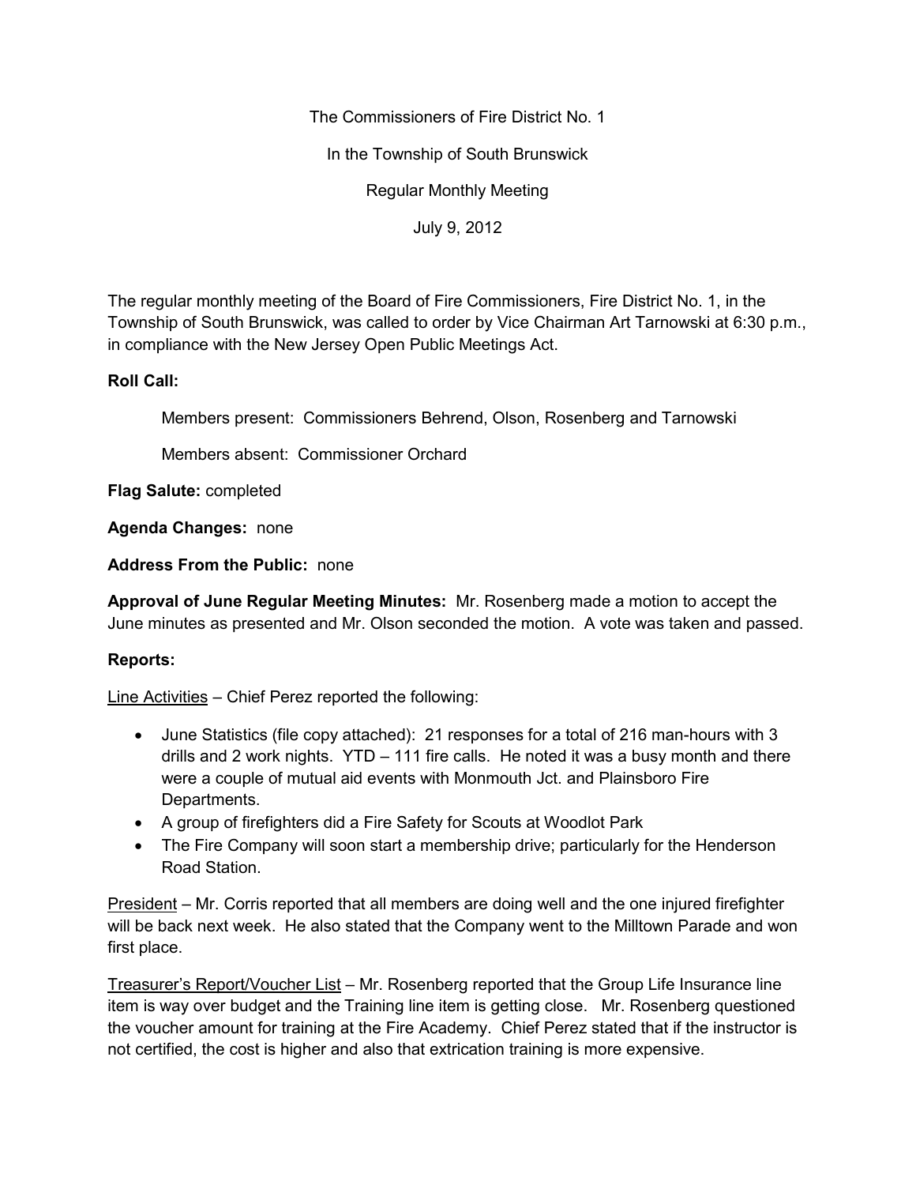The Commissioners of Fire District No. 1

In the Township of South Brunswick

Regular Monthly Meeting

July 9, 2012

The regular monthly meeting of the Board of Fire Commissioners, Fire District No. 1, in the Township of South Brunswick, was called to order by Vice Chairman Art Tarnowski at 6:30 p.m., in compliance with the New Jersey Open Public Meetings Act.

**Roll Call:**

Members present: Commissioners Behrend, Olson, Rosenberg and Tarnowski

Members absent: Commissioner Orchard

**Flag Salute:** completed

**Agenda Changes:** none

**Address From the Public:** none

**Approval of June Regular Meeting Minutes:** Mr. Rosenberg made a motion to accept the June minutes as presented and Mr. Olson seconded the motion. A vote was taken and passed.

**Reports:**

Line Activities – Chief Perez reported the following:

- June Statistics (file copy attached): 21 responses for a total of 216 man-hours with 3 drills and 2 work nights. YTD – 111 fire calls. He noted it was a busy month and there were a couple of mutual aid events with Monmouth Jct. and Plainsboro Fire Departments.
- A group of firefighters did a Fire Safety for Scouts at Woodlot Park
- The Fire Company will soon start a membership drive; particularly for the Henderson Road Station.

President – Mr. Corris reported that all members are doing well and the one injured firefighter will be back next week. He also stated that the Company went to the Milltown Parade and won first place.

Treasurer's Report/Voucher List – Mr. Rosenberg reported that the Group Life Insurance line item is way over budget and the Training line item is getting close. Mr. Rosenberg questioned the voucher amount for training at the Fire Academy. Chief Perez stated that if the instructor is not certified, the cost is higher and also that extrication training is more expensive.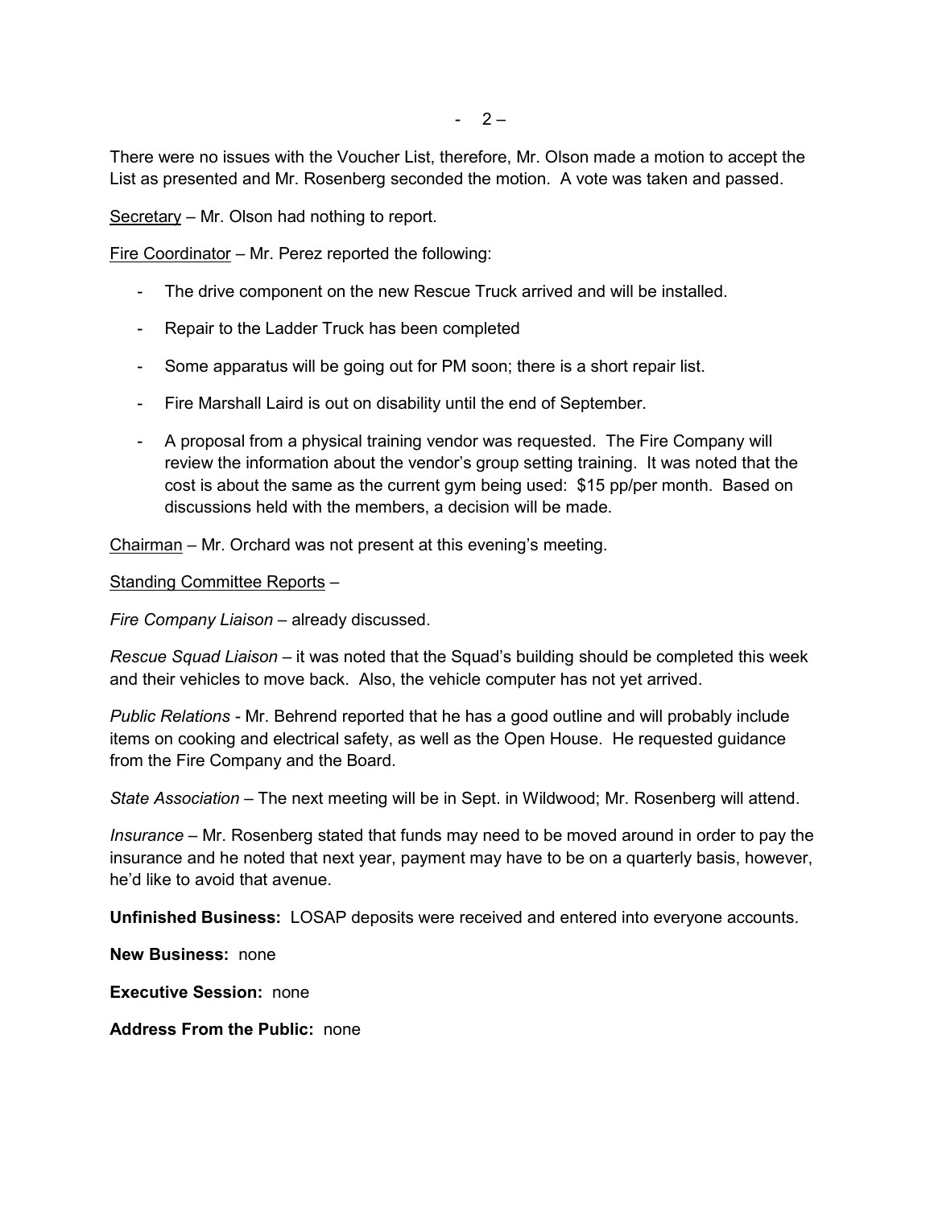There were no issues with the Voucher List, therefore, Mr. Olson made a motion to accept the List as presented and Mr. Rosenberg seconded the motion. A vote was taken and passed.

Secretary – Mr. Olson had nothing to report.

Fire Coordinator – Mr. Perez reported the following:

- The drive component on the new Rescue Truck arrived and will be installed.
- Repair to the Ladder Truck has been completed
- Some apparatus will be going out for PM soon; there is a short repair list.
- Fire Marshall Laird is out on disability until the end of September.
- A proposal from a physical training vendor was requested. The Fire Company will review the information about the vendor's group setting training. It was noted that the cost is about the same as the current gym being used: $15 pp/per month. Based on discussions held with the members, a decision will be made.

Chairman – Mr. Orchard was not present at this evening's meeting.

Standing Committee Reports –

*Fire Company Liaison* – already discussed.

*Rescue Squad Liaison* – it was noted that the Squad's building should be completed this week and their vehicles to move back. Also, the vehicle computer has not yet arrived.

*Public Relations* - Mr. Behrend reported that he has a good outline and will probably include items on cooking and electrical safety, as well as the Open House. He requested guidance from the Fire Company and the Board.

*State Association* – The next meeting will be in Sept. in Wildwood; Mr. Rosenberg will attend.

*Insurance* – Mr. Rosenberg stated that funds may need to be moved around in order to pay the insurance and he noted that next year, payment may have to be on a quarterly basis, however, he'd like to avoid that avenue.

**Unfinished Business:** LOSAP deposits were received and entered into everyone accounts.

**New Business:** none

**Executive Session:** none

**Address From the Public:** none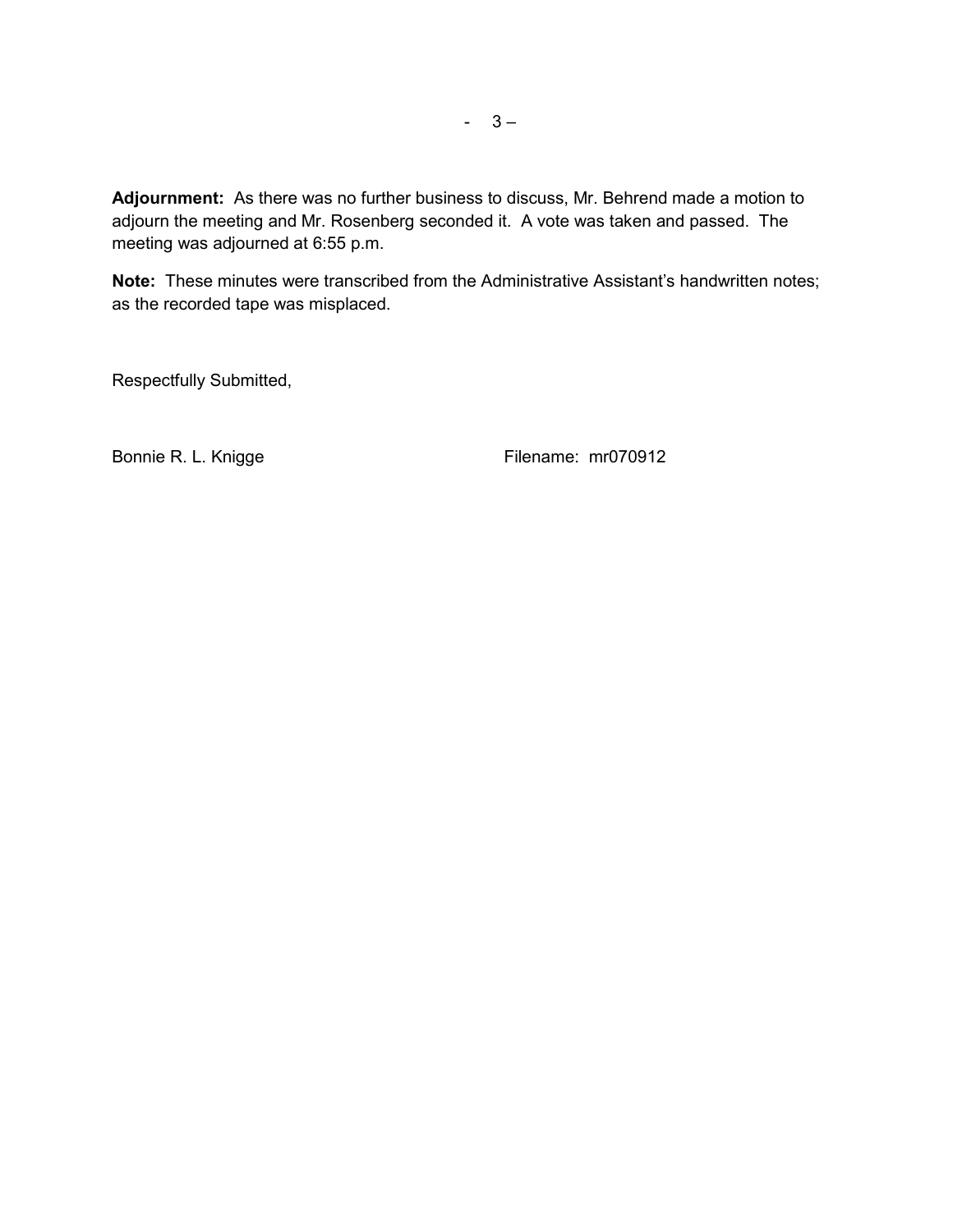**Adjournment:** As there was no further business to discuss, Mr. Behrend made a motion to adjourn the meeting and Mr. Rosenberg seconded it. A vote was taken and passed. The meeting was adjourned at 6:55 p.m.

**Note:** These minutes were transcribed from the Administrative Assistant's handwritten notes; as the recorded tape was misplaced.

Respectfully Submitted,

Bonnie R. L. Knigge    Filename: mr070912